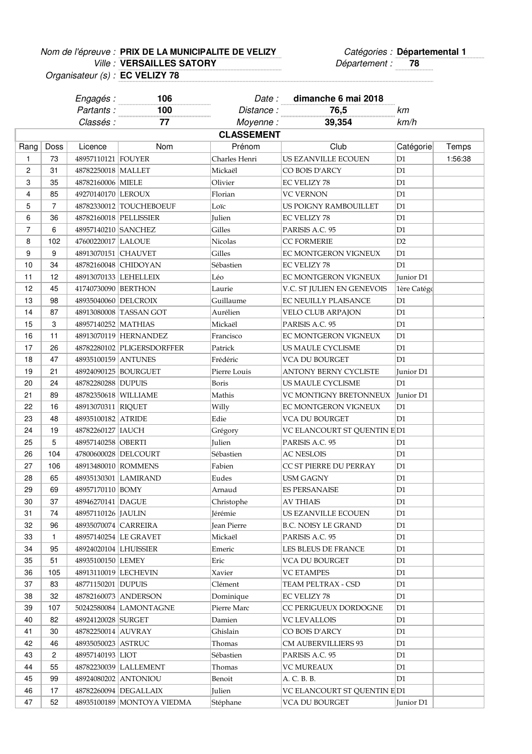*Nom de l'épreuve :* **PRIX DE LA MUNICIPALITE DE VELIZY** *Catégories :* **Départemental 1**

*Ville :* **VERSAILLES SATORY** *Département :* **78**

*Organisateur (s) :* **EC VELIZY 78**

| | | | | |
|---|---|---|---|---|
| *Engagés :* | **106** | *Date :* | **dimanche 6 mai 2018** | |
| *Partants :* | **100** | *Distance :* | **76,5** | *km* |
| *Classés :* | **77** | *Moyenne :* | **39,354** | *km/h* |

**CLASSEMENT**

| Rang | Doss | Licence | Nom | Prénom | Club | Catégorie | Temps |
|---|---|---|---|---|---|---|---|
| 1 | 73 | 48957110121 | FOUYER | Charles Henri | US EZANVILLE ECOUEN | D1 | 1:56:38 |
| 2 | 31 | 48782250018 | MALLET | Mickaël | CO BOIS D'ARCY | D1 | |
| 3 | 35 | 48782160006 | MIELE | Olivier | EC VELIZY 78 | D1 | |
| 4 | 85 | 49270140170 | LEROUX | Florian | VC VERNON | D1 | |
| 5 | 7 | 48782330012 | TOUCHEBOEUF | Loïc | US POIGNY RAMBOUILLET | D1 | |
| 6 | 36 | 48782160018 | PELLISSIER | Julien | EC VELIZY 78 | D1 | |
| 7 | 6 | 48957140210 | SANCHEZ | Gilles | PARISIS A.C. 95 | D1 | |
| 8 | 102 | 47600220017 | LALOUE | Nicolas | CC FORMERIE | D2 | |
| 9 | 9 | 48913070151 | CHAUVET | Gilles | EC MONTGERON VIGNEUX | D1 | |
| 10 | 34 | 48782160048 | CHIDOYAN | Sébastien | EC VELIZY 78 | D1 | |
| 11 | 12 | 48913070133 | LEHELLEIX | Léo | EC MONTGERON VIGNEUX | Junior D1 | |
| 12 | 45 | 41740730090 | BERTHON | Laurie | V.C. ST JULIEN EN GENEVOIS | 1ère Catégo | |
| 13 | 98 | 48935040060 | DELCROIX | Guillaume | EC NEUILLY PLAISANCE | D1 | |
| 14 | 87 | 48913080008 | TASSAN GOT | Aurélien | VELO CLUB ARPAJON | D1 | |
| 15 | 3 | 48957140252 | MATHIAS | Mickaël | PARISIS A.C. 95 | D1 | |
| 16 | 11 | 48913070119 | HERNANDEZ | Francisco | EC MONTGERON VIGNEUX | D1 | |
| 17 | 26 | 48782280102 | PLIGERSDORFFER | Patrick | US MAULE CYCLISME | D1 | |
| 18 | 47 | 48935100159 | ANTUNES | Frédéric | VCA DU BOURGET | D1 | |
| 19 | 21 | 48924090125 | BOURGUET | Pierre Louis | ANTONY BERNY CYCLISTE | Junior D1 | |
| 20 | 24 | 48782280288 | DUPUIS | Boris | US MAULE CYCLISME | D1 | |
| 21 | 89 | 48782350618 | WILLIAME | Mathis | VC MONTIGNY BRETONNEUX | Junior D1 | |
| 22 | 16 | 48913070311 | RIQUET | Willy | EC MONTGERON VIGNEUX | D1 | |
| 23 | 48 | 48935100182 | ATRIDE | Edie | VCA DU BOURGET | D1 | |
| 24 | 19 | 48782260127 | IAUCH | Grégory | VC ELANCOURT ST QUENTIN E | D1 | |
| 25 | 5 | 48957140258 | OBERTI | Julien | PARISIS A.C. 95 | D1 | |
| 26 | 104 | 47800600028 | DELCOURT | Sébastien | AC NESLOIS | D1 | |
| 27 | 106 | 48913480010 | ROMMENS | Fabien | CC ST PIERRE DU PERRAY | D1 | |
| 28 | 65 | 48935130301 | LAMIRAND | Eudes | USM GAGNY | D1 | |
| 29 | 69 | 48957170110 | BOMY | Arnaud | ES PERSANAISE | D1 | |
| 30 | 37 | 48946270141 | DAGUE | Christophe | AV THIAIS | D1 | |
| 31 | 74 | 48957110126 | JAULIN | Jérémie | US EZANVILLE ECOUEN | D1 | |
| 32 | 96 | 48935070074 | CARREIRA | Jean Pierre | B.C. NOISY LE GRAND | D1 | |
| 33 | 1 | 48957140254 | LE GRAVET | Mickaël | PARISIS A.C. 95 | D1 | |
| 34 | 95 | 48924020104 | LHUISSIER | Emeric | LES BLEUS DE FRANCE | D1 | |
| 35 | 51 | 48935100150 | LEMEY | Eric | VCA DU BOURGET | D1 | |
| 36 | 105 | 48913110019 | LECHEVIN | Xavier | VC ETAMPES | D1 | |
| 37 | 83 | 48771150201 | DUPUIS | Clément | TEAM PELTRAX - CSD | D1 | |
| 38 | 32 | 48782160073 | ANDERSON | Dominique | EC VELIZY 78 | D1 | |
| 39 | 107 | 50242580084 | LAMONTAGNE | Pierre Marc | CC PERIGUEUX DORDOGNE | D1 | |
| 40 | 82 | 48924120028 | SURGET | Damien | VC LEVALLOIS | D1 | |
| 41 | 30 | 48782250014 | AUVRAY | Ghislain | CO BOIS D'ARCY | D1 | |
| 42 | 46 | 48935050023 | ASTRUC | Thomas | CM AUBERVILLIERS 93 | D1 | |
| 43 | 2 | 48957140193 | LIOT | Sébastien | PARISIS A.C. 95 | D1 | |
| 44 | 55 | 48782230039 | LALLEMENT | Thomas | VC MUREAUX | D1 | |
| 45 | 99 | 48924080202 | ANTONIOU | Benoit | A. C. B. B. | D1 | |
| 46 | 17 | 48782260094 | DEGALLAIX | Julien | VC ELANCOURT ST QUENTIN E | D1 | |
| 47 | 52 | 48935100189 | MONTOYA VIEDMA | Stéphane | VCA DU BOURGET | Junior D1 | |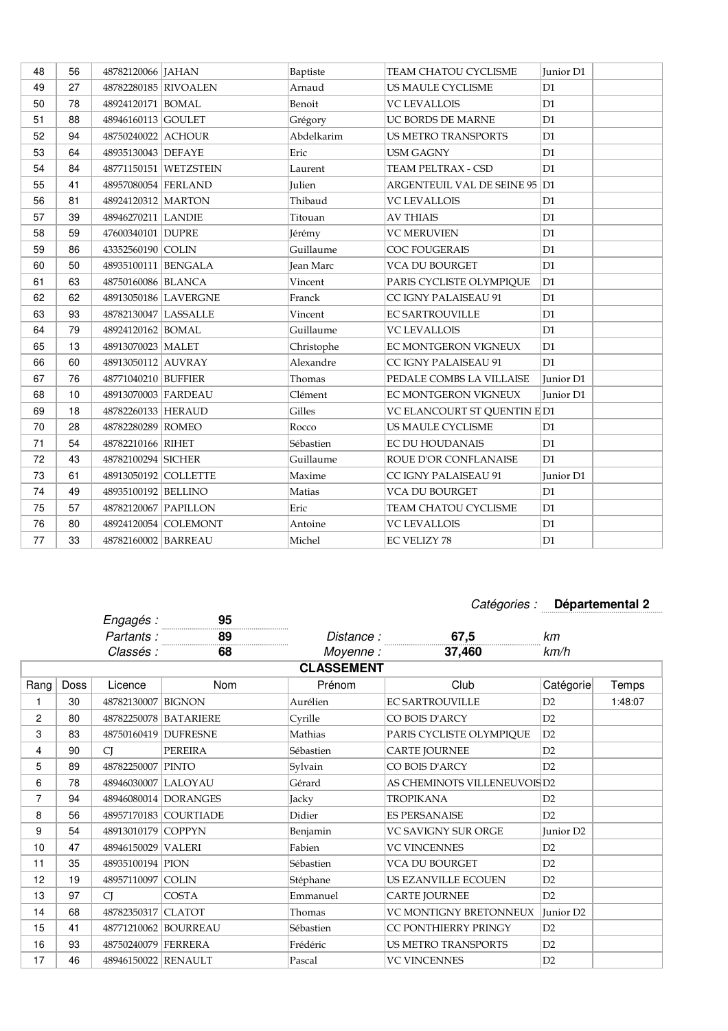| 48 | 56 | 48782120066 | JAHAN | Baptiste | TEAM CHATOU CYCLISME | Junior D1 | |
|---|---|---|---|---|---|---|---|
| 49 | 27 | 48782280185 | RIVOALEN | Arnaud | US MAULE CYCLISME | D1 | |
| 50 | 78 | 48924120171 | BOMAL | Benoit | VC LEVALLOIS | D1 | |
| 51 | 88 | 48946160113 | GOULET | Grégory | UC BORDS DE MARNE | D1 | |
| 52 | 94 | 48750240022 | ACHOUR | Abdelkarim | US METRO TRANSPORTS | D1 | |
| 53 | 64 | 48935130043 | DEFAYE | Eric | USM GAGNY | D1 | |
| 54 | 84 | 48771150151 | WETZSTEIN | Laurent | TEAM PELTRAX - CSD | D1 | |
| 55 | 41 | 48957080054 | FERLAND | Julien | ARGENTEUIL VAL DE SEINE 95 | D1 | |
| 56 | 81 | 48924120312 | MARTON | Thibaud | VC LEVALLOIS | D1 | |
| 57 | 39 | 48946270211 | LANDIE | Titouan | AV THIAIS | D1 | |
| 58 | 59 | 47600340101 | DUPRE | Jérémy | VC MERUVIEN | D1 | |
| 59 | 86 | 43352560190 | COLIN | Guillaume | COC FOUGERAIS | D1 | |
| 60 | 50 | 48935100111 | BENGALA | Jean Marc | VCA DU BOURGET | D1 | |
| 61 | 63 | 48750160086 | BLANCA | Vincent | PARIS CYCLISTE OLYMPIQUE | D1 | |
| 62 | 62 | 48913050186 | LAVERGNE | Franck | CC IGNY PALAISEAU 91 | D1 | |
| 63 | 93 | 48782130047 | LASSALLE | Vincent | EC SARTROUVILLE | D1 | |
| 64 | 79 | 48924120162 | BOMAL | Guillaume | VC LEVALLOIS | D1 | |
| 65 | 13 | 48913070023 | MALET | Christophe | EC MONTGERON VIGNEUX | D1 | |
| 66 | 60 | 48913050112 | AUVRAY | Alexandre | CC IGNY PALAISEAU 91 | D1 | |
| 67 | 76 | 48771040210 | BUFFIER | Thomas | PEDALE COMBS LA VILLAISE | Junior D1 | |
| 68 | 10 | 48913070003 | FARDEAU | Clément | EC MONTGERON VIGNEUX | Junior D1 | |
| 69 | 18 | 48782260133 | HERAUD | Gilles | VC ELANCOURT ST QUENTIN E | D1 | |
| 70 | 28 | 48782280289 | ROMEO | Rocco | US MAULE CYCLISME | D1 | |
| 71 | 54 | 48782210166 | RIHET | Sébastien | EC DU HOUDANAIS | D1 | |
| 72 | 43 | 48782100294 | SICHER | Guillaume | ROUE D'OR CONFLANAISE | D1 | |
| 73 | 61 | 48913050192 | COLLETTE | Maxime | CC IGNY PALAISEAU 91 | Junior D1 | |
| 74 | 49 | 48935100192 | BELLINO | Matias | VCA DU BOURGET | D1 | |
| 75 | 57 | 48782120067 | PAPILLON | Eric | TEAM CHATOU CYCLISME | D1 | |
| 76 | 80 | 48924120054 | COLEMONT | Antoine | VC LEVALLOIS | D1 | |
| 77 | 33 | 48782160002 | BARREAU | Michel | EC VELIZY 78 | D1 | |

*Catégories :* **Départemental 2**

*Engagés :* **95**
*Partants :* **89** *Distance :* **67,5** *km*
*Classés :* **68** *Moyenne :* **37,460** *km/h*

**CLASSEMENT**

| Rang | Doss | Licence | Nom | Prénom | Club | Catégorie | Temps |
|---|---|---|---|---|---|---|---|
| 1 | 30 | 48782130007 | BIGNON | Aurélien | EC SARTROUVILLE | D2 | 1:48:07 |
| 2 | 80 | 48782250078 | BATARIERE | Cyrille | CO BOIS D'ARCY | D2 | |
| 3 | 83 | 48750160419 | DUFRESNE | Mathias | PARIS CYCLISTE OLYMPIQUE | D2 | |
| 4 | 90 | CJ | PEREIRA | Sébastien | CARTE JOURNEE | D2 | |
| 5 | 89 | 48782250007 | PINTO | Sylvain | CO BOIS D'ARCY | D2 | |
| 6 | 78 | 48946030007 | LALOYAU | Gérard | AS CHEMINOTS VILLENEUVOIS | D2 | |
| 7 | 94 | 48946080014 | DORANGES | Jacky | TROPIKANA | D2 | |
| 8 | 56 | 48957170183 | COURTIADE | Didier | ES PERSANAISE | D2 | |
| 9 | 54 | 48913010179 | COPPYN | Benjamin | VC SAVIGNY SUR ORGE | Junior D2 | |
| 10 | 47 | 48946150029 | VALERI | Fabien | VC VINCENNES | D2 | |
| 11 | 35 | 48935100194 | PION | Sébastien | VCA DU BOURGET | D2 | |
| 12 | 19 | 48957110097 | COLIN | Stéphane | US EZANVILLE ECOUEN | D2 | |
| 13 | 97 | CJ | COSTA | Emmanuel | CARTE JOURNEE | D2 | |
| 14 | 68 | 48782350317 | CLATOT | Thomas | VC MONTIGNY BRETONNEUX | Junior D2 | |
| 15 | 41 | 48771210062 | BOURREAU | Sébastien | CC PONTHIERRY PRINGY | D2 | |
| 16 | 93 | 48750240079 | FERRERA | Frédéric | US METRO TRANSPORTS | D2 | |
| 17 | 46 | 48946150022 | RENAULT | Pascal | VC VINCENNES | D2 | |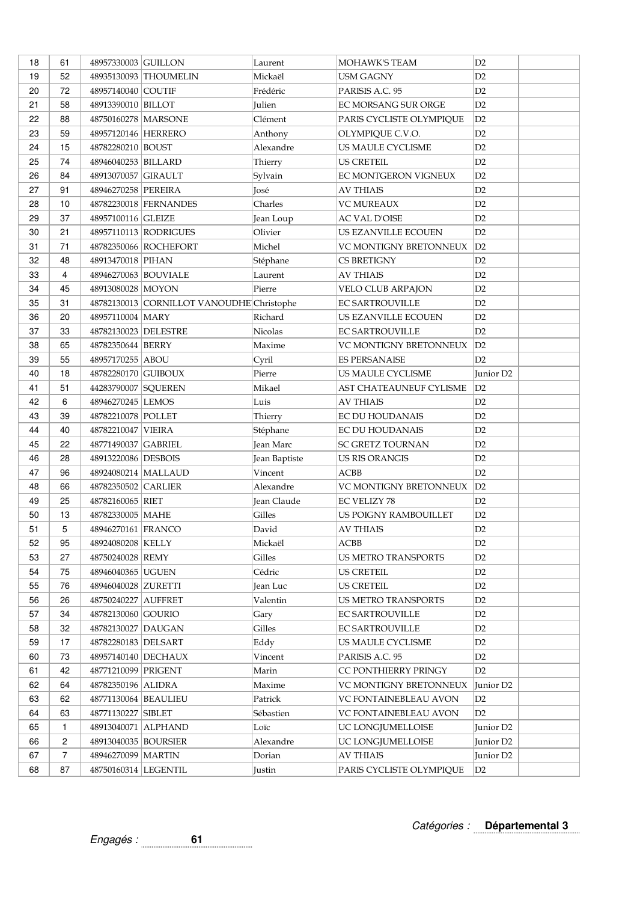| 18 | 61 | 48957330003 | GUILLON | Laurent | MOHAWK'S TEAM | D2 | |
|---|---|---|---|---|---|---|---|
| 19 | 52 | 48935130093 | THOUMELIN | Mickaël | USM GAGNY | D2 | |
| 20 | 72 | 48957140040 | COUTIF | Frédéric | PARISIS A.C. 95 | D2 | |
| 21 | 58 | 48913390010 | BILLOT | Julien | EC MORSANG SUR ORGE | D2 | |
| 22 | 88 | 48750160278 | MARSONE | Clément | PARIS CYCLISTE OLYMPIQUE | D2 | |
| 23 | 59 | 48957120146 | HERRERO | Anthony | OLYMPIQUE C.V.O. | D2 | |
| 24 | 15 | 48782280210 | BOUST | Alexandre | US MAULE CYCLISME | D2 | |
| 25 | 74 | 48946040253 | BILLARD | Thierry | US CRETEIL | D2 | |
| 26 | 84 | 48913070057 | GIRAULT | Sylvain | EC MONTGERON VIGNEUX | D2 | |
| 27 | 91 | 48946270258 | PEREIRA | José | AV THIAIS | D2 | |
| 28 | 10 | 48782230018 | FERNANDES | Charles | VC MUREAUX | D2 | |
| 29 | 37 | 48957100116 | GLEIZE | Jean Loup | AC VAL D'OISE | D2 | |
| 30 | 21 | 48957110113 | RODRIGUES | Olivier | US EZANVILLE ECOUEN | D2 | |
| 31 | 71 | 48782350066 | ROCHEFORT | Michel | VC MONTIGNY BRETONNEUX | D2 | |
| 32 | 48 | 48913470018 | PIHAN | Stéphane | CS BRETIGNY | D2 | |
| 33 | 4 | 48946270063 | BOUVIALE | Laurent | AV THIAIS | D2 | |
| 34 | 45 | 48913080028 | MOYON | Pierre | VELO CLUB ARPAJON | D2 | |
| 35 | 31 | 48782130013 | CORNILLOT VANOUDHE | Christophe | EC SARTROUVILLE | D2 | |
| 36 | 20 | 48957110004 | MARY | Richard | US EZANVILLE ECOUEN | D2 | |
| 37 | 33 | 48782130023 | DELESTRE | Nicolas | EC SARTROUVILLE | D2 | |
| 38 | 65 | 48782350644 | BERRY | Maxime | VC MONTIGNY BRETONNEUX | D2 | |
| 39 | 55 | 48957170255 | ABOU | Cyril | ES PERSANAISE | D2 | |
| 40 | 18 | 48782280170 | GUIBOUX | Pierre | US MAULE CYCLISME | Junior D2 | |
| 41 | 51 | 44283790007 | SQUEREN | Mikael | AST CHATEAUNEUF CYLISME | D2 | |
| 42 | 6 | 48946270245 | LEMOS | Luis | AV THIAIS | D2 | |
| 43 | 39 | 48782210078 | POLLET | Thierry | EC DU HOUDANAIS | D2 | |
| 44 | 40 | 48782210047 | VIEIRA | Stéphane | EC DU HOUDANAIS | D2 | |
| 45 | 22 | 48771490037 | GABRIEL | Jean Marc | SC GRETZ TOURNAN | D2 | |
| 46 | 28 | 48913220086 | DESBOIS | Jean Baptiste | US RIS ORANGIS | D2 | |
| 47 | 96 | 48924080214 | MALLAUD | Vincent | ACBB | D2 | |
| 48 | 66 | 48782350502 | CARLIER | Alexandre | VC MONTIGNY BRETONNEUX | D2 | |
| 49 | 25 | 48782160065 | RIET | Jean Claude | EC VELIZY 78 | D2 | |
| 50 | 13 | 48782330005 | MAHE | Gilles | US POIGNY RAMBOUILLET | D2 | |
| 51 | 5 | 48946270161 | FRANCO | David | AV THIAIS | D2 | |
| 52 | 95 | 48924080208 | KELLY | Mickaël | ACBB | D2 | |
| 53 | 27 | 48750240028 | REMY | Gilles | US METRO TRANSPORTS | D2 | |
| 54 | 75 | 48946040365 | UGUEN | Cédric | US CRETEIL | D2 | |
| 55 | 76 | 48946040028 | ZURETTI | Jean Luc | US CRETEIL | D2 | |
| 56 | 26 | 48750240227 | AUFFRET | Valentin | US METRO TRANSPORTS | D2 | |
| 57 | 34 | 48782130060 | GOURIO | Gary | EC SARTROUVILLE | D2 | |
| 58 | 32 | 48782130027 | DAUGAN | Gilles | EC SARTROUVILLE | D2 | |
| 59 | 17 | 48782280183 | DELSART | Eddy | US MAULE CYCLISME | D2 | |
| 60 | 73 | 48957140140 | DECHAUX | Vincent | PARISIS A.C. 95 | D2 | |
| 61 | 42 | 48771210099 | PRIGENT | Marin | CC PONTHIERRY PRINGY | D2 | |
| 62 | 64 | 48782350196 | ALIDRA | Maxime | VC MONTIGNY BRETONNEUX | Junior D2 | |
| 63 | 62 | 48771130064 | BEAULIEU | Patrick | VC FONTAINEBLEAU AVON | D2 | |
| 64 | 63 | 48771130227 | SIBLET | Sébastien | VC FONTAINEBLEAU AVON | D2 | |
| 65 | 1 | 48913040071 | ALPHAND | Loïc | UC LONGJUMELLOISE | Junior D2 | |
| 66 | 2 | 48913040035 | BOURSIER | Alexandre | UC LONGJUMELLOISE | Junior D2 | |
| 67 | 7 | 48946270099 | MARTIN | Dorian | AV THIAIS | Junior D2 | |
| 68 | 87 | 48750160314 | LEGENTIL | Justin | PARIS CYCLISTE OLYMPIQUE | D2 | |

*Catégories :* **Départemental 3**

*Engagés :* **61**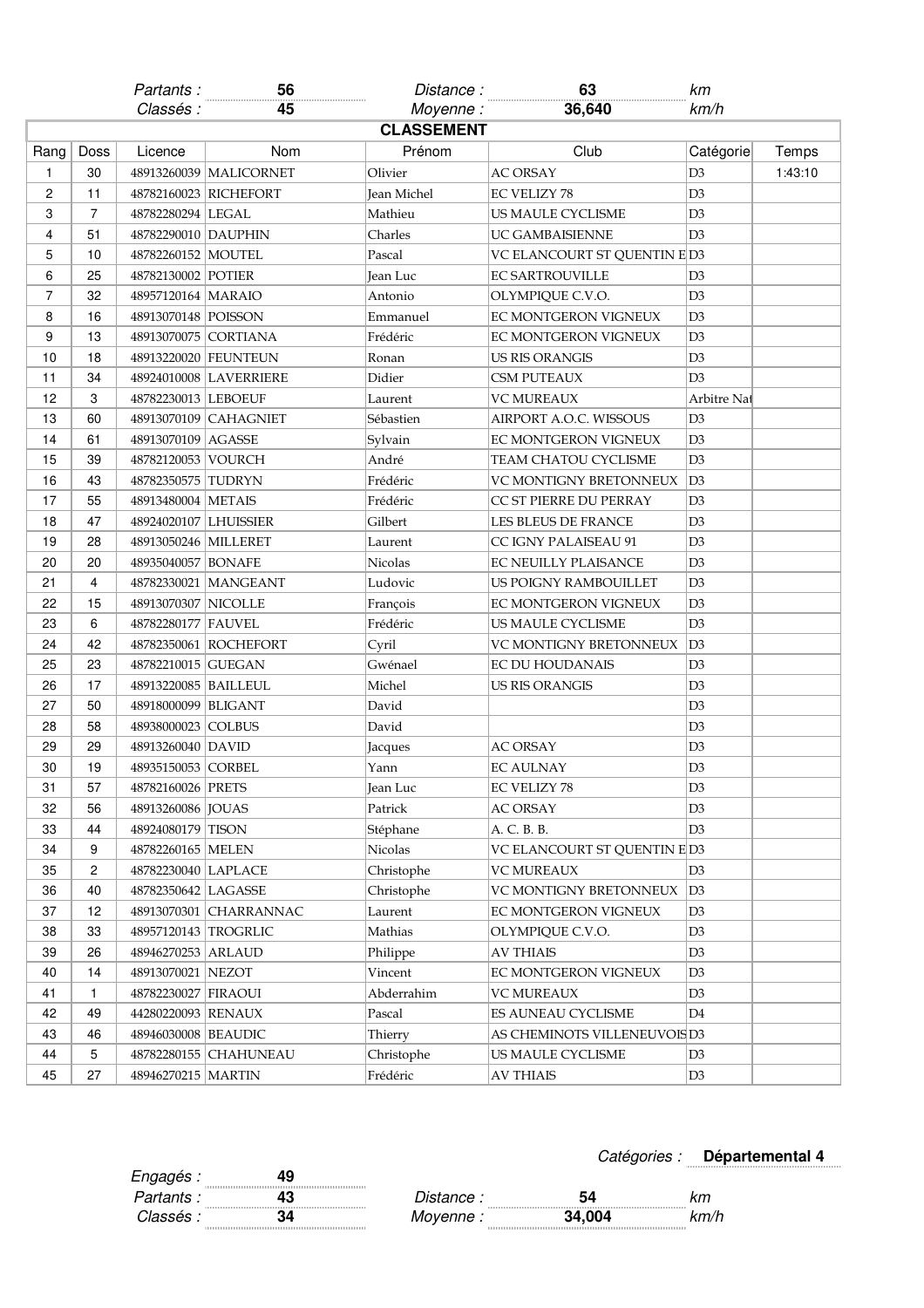Partants : **56** &nbsp;&nbsp;&nbsp; *Distance :* **63** km

Classés : **45** &nbsp;&nbsp;&nbsp; *Moyenne :* **36,640** km/h

## CLASSEMENT

| Rang | Doss | Licence | Nom | Prénom | Club | Catégorie | Temps |
|---|---|---|---|---|---|---|---|
| 1 | 30 | 48913260039 | MALICORNET | Olivier | AC ORSAY | D3 | 1:43:10 |
| 2 | 11 | 48782160023 | RICHEFORT | Jean Michel | EC VELIZY 78 | D3 | |
| 3 | 7 | 48782280294 | LEGAL | Mathieu | US MAULE CYCLISME | D3 | |
| 4 | 51 | 48782290010 | DAUPHIN | Charles | UC GAMBAISIENNE | D3 | |
| 5 | 10 | 48782260152 | MOUTEL | Pascal | VC ELANCOURT ST QUENTIN E | D3 | |
| 6 | 25 | 48782130002 | POTIER | Jean Luc | EC SARTROUVILLE | D3 | |
| 7 | 32 | 48957120164 | MARAIO | Antonio | OLYMPIQUE C.V.O. | D3 | |
| 8 | 16 | 48913070148 | POISSON | Emmanuel | EC MONTGERON VIGNEUX | D3 | |
| 9 | 13 | 48913070075 | CORTIANA | Frédéric | EC MONTGERON VIGNEUX | D3 | |
| 10 | 18 | 48913220020 | FEUNTEUN | Ronan | US RIS ORANGIS | D3 | |
| 11 | 34 | 48924010008 | LAVERRIERE | Didier | CSM PUTEAUX | D3 | |
| 12 | 3 | 48782230013 | LEBOEUF | Laurent | VC MUREAUX | Arbitre Nat | |
| 13 | 60 | 48913070109 | CAHAGNIET | Sébastien | AIRPORT A.O.C. WISSOUS | D3 | |
| 14 | 61 | 48913070109 | AGASSE | Sylvain | EC MONTGERON VIGNEUX | D3 | |
| 15 | 39 | 48782120053 | VOURCH | André | TEAM CHATOU CYCLISME | D3 | |
| 16 | 43 | 48782350575 | TUDRYN | Frédéric | VC MONTIGNY BRETONNEUX | D3 | |
| 17 | 55 | 48913480004 | METAIS | Frédéric | CC ST PIERRE DU PERRAY | D3 | |
| 18 | 47 | 48924020107 | LHUISSIER | Gilbert | LES BLEUS DE FRANCE | D3 | |
| 19 | 28 | 48913050246 | MILLERET | Laurent | CC IGNY PALAISEAU 91 | D3 | |
| 20 | 20 | 48935040057 | BONAFE | Nicolas | EC NEUILLY PLAISANCE | D3 | |
| 21 | 4 | 48782330021 | MANGEANT | Ludovic | US POIGNY RAMBOUILLET | D3 | |
| 22 | 15 | 48913070307 | NICOLLE | François | EC MONTGERON VIGNEUX | D3 | |
| 23 | 6 | 48782280177 | FAUVEL | Frédéric | US MAULE CYCLISME | D3 | |
| 24 | 42 | 48782350061 | ROCHEFORT | Cyril | VC MONTIGNY BRETONNEUX | D3 | |
| 25 | 23 | 48782210015 | GUEGAN | Gwénael | EC DU HOUDANAIS | D3 | |
| 26 | 17 | 48913220085 | BAILLEUL | Michel | US RIS ORANGIS | D3 | |
| 27 | 50 | 48918000099 | BLIGANT | David | | D3 | |
| 28 | 58 | 48938000023 | COLBUS | David | | D3 | |
| 29 | 29 | 48913260040 | DAVID | Jacques | AC ORSAY | D3 | |
| 30 | 19 | 48935150053 | CORBEL | Yann | EC AULNAY | D3 | |
| 31 | 57 | 48782160026 | PRETS | Jean Luc | EC VELIZY 78 | D3 | |
| 32 | 56 | 48913260086 | JOUAS | Patrick | AC ORSAY | D3 | |
| 33 | 44 | 48924080179 | TISON | Stéphane | A. C. B. B. | D3 | |
| 34 | 9 | 48782260165 | MELEN | Nicolas | VC ELANCOURT ST QUENTIN E | D3 | |
| 35 | 2 | 48782230040 | LAPLACE | Christophe | VC MUREAUX | D3 | |
| 36 | 40 | 48782350642 | LAGASSE | Christophe | VC MONTIGNY BRETONNEUX | D3 | |
| 37 | 12 | 48913070301 | CHARRANNAC | Laurent | EC MONTGERON VIGNEUX | D3 | |
| 38 | 33 | 48957120143 | TROGRLIC | Mathias | OLYMPIQUE C.V.O. | D3 | |
| 39 | 26 | 48946270253 | ARLAUD | Philippe | AV THIAIS | D3 | |
| 40 | 14 | 48913070021 | NEZOT | Vincent | EC MONTGERON VIGNEUX | D3 | |
| 41 | 1 | 48782230027 | FIRAOUI | Abderrahim | VC MUREAUX | D3 | |
| 42 | 49 | 44280220093 | RENAUX | Pascal | ES AUNEAU CYCLISME | D4 | |
| 43 | 46 | 48946030008 | BEAUDIC | Thierry | AS CHEMINOTS VILLENEUVOIS | D3 | |
| 44 | 5 | 48782280155 | CHAHUNEAU | Christophe | US MAULE CYCLISME | D3 | |
| 45 | 27 | 48946270215 | MARTIN | Frédéric | AV THIAIS | D3 | |

*Catégories :* **Départemental 4**

Engagés : **49**

Partants : **43** &nbsp;&nbsp;&nbsp; *Distance :* **54** km

Classés : **34** &nbsp;&nbsp;&nbsp; *Moyenne :* **34,004** km/h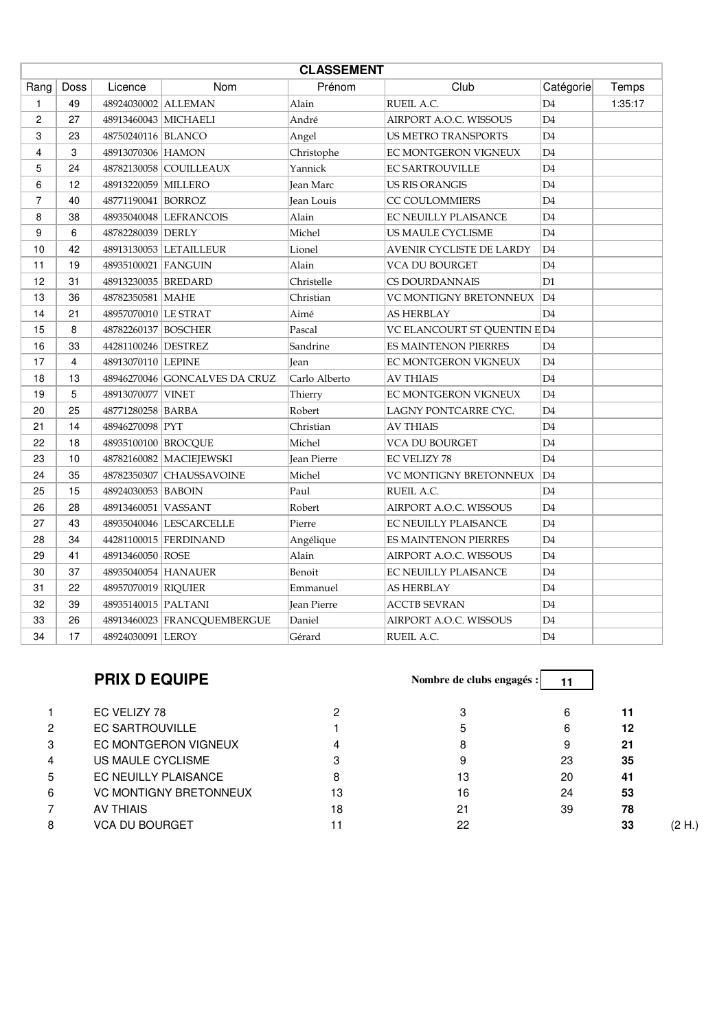| CLASSEMENT | | | | | | | |
|---|---|---|---|---|---|---|---|
| Rang | Doss | Licence | Nom | Prénom | Club | Catégorie | Temps |
| 1 | 49 | 48924030002 | ALLEMAN | Alain | RUEIL A.C. | D4 | 1:35:17 |
| 2 | 27 | 48913460043 | MICHAELI | André | AIRPORT A.O.C. WISSOUS | D4 | |
| 3 | 23 | 48750240116 | BLANCO | Angel | US METRO TRANSPORTS | D4 | |
| 4 | 3 | 48913070306 | HAMON | Christophe | EC MONTGERON VIGNEUX | D4 | |
| 5 | 24 | 48782130058 | COUILLEAUX | Yannick | EC SARTROUVILLE | D4 | |
| 6 | 12 | 48913220059 | MILLERO | Jean Marc | US RIS ORANGIS | D4 | |
| 7 | 40 | 48771190041 | BORROZ | Jean Louis | CC COULOMMIERS | D4 | |
| 8 | 38 | 48935040048 | LEFRANCOIS | Alain | EC NEUILLY PLAISANCE | D4 | |
| 9 | 6 | 48782280039 | DERLY | Michel | US MAULE CYCLISME | D4 | |
| 10 | 42 | 48913130053 | LETAILLEUR | Lionel | AVENIR CYCLISTE DE LARDY | D4 | |
| 11 | 19 | 48935100021 | FANGUIN | Alain | VCA DU BOURGET | D4 | |
| 12 | 31 | 48913230035 | BREDARD | Christelle | CS DOURDANNAIS | D1 | |
| 13 | 36 | 48782350581 | MAHE | Christian | VC MONTIGNY BRETONNEUX | D4 | |
| 14 | 21 | 48957070010 | LE STRAT | Aimé | AS HERBLAY | D4 | |
| 15 | 8 | 48782260137 | BOSCHER | Pascal | VC ELANCOURT ST QUENTIN E | D4 | |
| 16 | 33 | 44281100246 | DESTREZ | Sandrine | ES MAINTENON PIERRES | D4 | |
| 17 | 4 | 48913070110 | LEPINE | Jean | EC MONTGERON VIGNEUX | D4 | |
| 18 | 13 | 48946270046 | GONCALVES DA CRUZ | Carlo Alberto | AV THIAIS | D4 | |
| 19 | 5 | 48913070077 | VINET | Thierry | EC MONTGERON VIGNEUX | D4 | |
| 20 | 25 | 48771280258 | BARBA | Robert | LAGNY PONTCARRE CYC. | D4 | |
| 21 | 14 | 48946270098 | PYT | Christian | AV THIAIS | D4 | |
| 22 | 18 | 48935100100 | BROCQUE | Michel | VCA DU BOURGET | D4 | |
| 23 | 10 | 48782160082 | MACIEJEWSKI | Jean Pierre | EC VELIZY 78 | D4 | |
| 24 | 35 | 48782350307 | CHAUSSAVOINE | Michel | VC MONTIGNY BRETONNEUX | D4 | |
| 25 | 15 | 48924030053 | BABOIN | Paul | RUEIL A.C. | D4 | |
| 26 | 28 | 48913460051 | VASSANT | Robert | AIRPORT A.O.C. WISSOUS | D4 | |
| 27 | 43 | 48935040046 | LESCARCELLE | Pierre | EC NEUILLY PLAISANCE | D4 | |
| 28 | 34 | 44281100015 | FERDINAND | Angélique | ES MAINTENON PIERRES | D4 | |
| 29 | 41 | 48913460050 | ROSE | Alain | AIRPORT A.O.C. WISSOUS | D4 | |
| 30 | 37 | 48935040054 | HANAUER | Benoit | EC NEUILLY PLAISANCE | D4 | |
| 31 | 22 | 48957070019 | RIQUIER | Emmanuel | AS HERBLAY | D4 | |
| 32 | 39 | 48935140015 | PALTANI | Jean Pierre | ACCTB SEVRAN | D4 | |
| 33 | 26 | 48913460023 | FRANCQUEMBERGUE | Daniel | AIRPORT A.O.C. WISSOUS | D4 | |
| 34 | 17 | 48924030091 | LEROY | Gérard | RUEIL A.C. | D4 | |

## PRIX D EQUIPE

**Nombre de clubs engagés : 11**

| | | | | | | |
|---|---|---|---|---|---|---|
| 1 | EC VELIZY 78 | 2 | 3 | 6 | **11** | |
| 2 | EC SARTROUVILLE | 1 | 5 | 6 | **12** | |
| 3 | EC MONTGERON VIGNEUX | 4 | 8 | 9 | **21** | |
| 4 | US MAULE CYCLISME | 3 | 9 | 23 | **35** | |
| 5 | EC NEUILLY PLAISANCE | 8 | 13 | 20 | **41** | |
| 6 | VC MONTIGNY BRETONNEUX | 13 | 16 | 24 | **53** | |
| 7 | AV THIAIS | 18 | 21 | 39 | **78** | |
| 8 | VCA DU BOURGET | 11 | 22 | | **33** | (2 H.) |